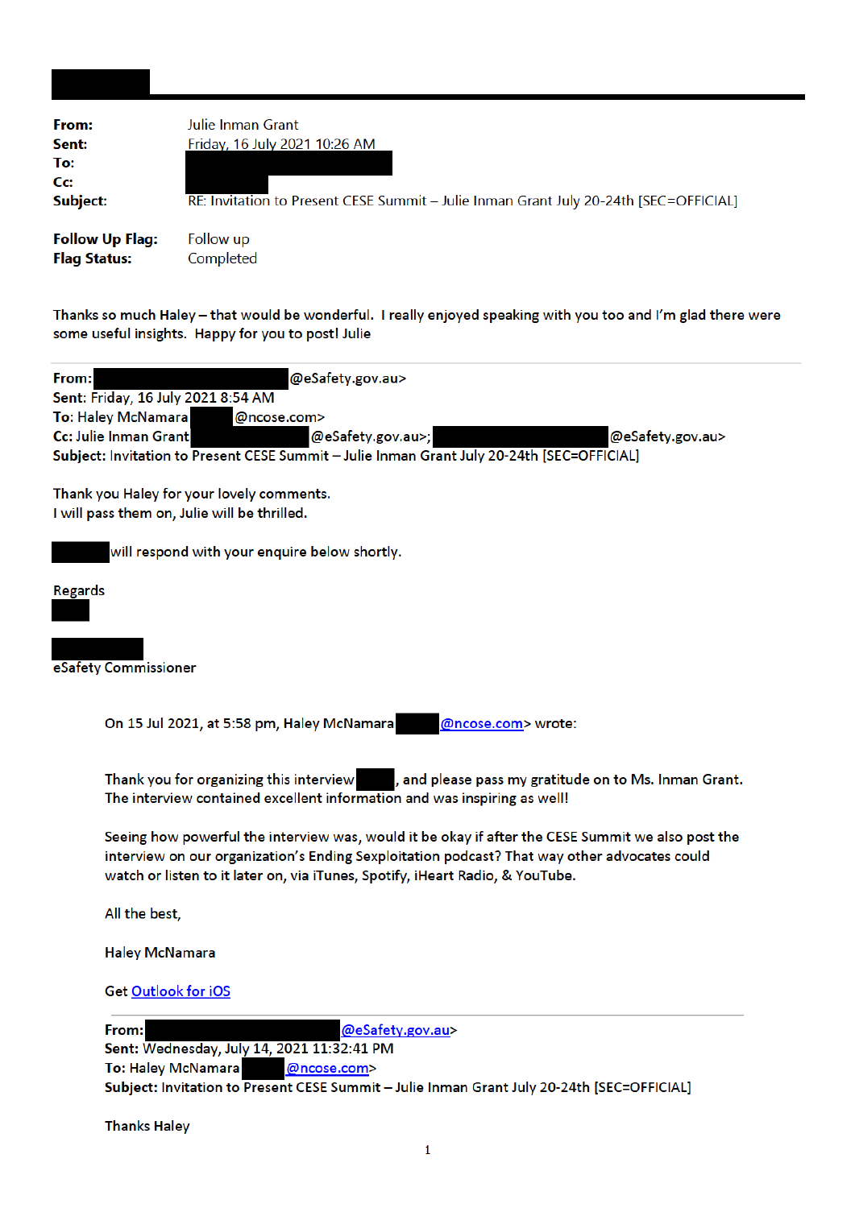**From:** Julie Inman Grant
**Sent:** Friday, 16 July 2021 10:26 AM
**To:**
**Cc:**
**Subject:** RE: Invitation to Present CESE Summit – Julie Inman Grant July 20-24th [SEC=OFFICIAL]

**Follow Up Flag:** Follow up
**Flag Status:** Completed

Thanks so much Haley – that would be wonderful. I really enjoyed speaking with you too and I'm glad there were some useful insights. Happy for you to post! Julie

---

**From:** @eSafety.gov.au>
**Sent:** Friday, 16 July 2021 8:54 AM
**To:** Haley McNamara @ncose.com>
**Cc:** Julie Inman Grant @eSafety.gov.au>; @eSafety.gov.au>
**Subject:** Invitation to Present CESE Summit – Julie Inman Grant July 20-24th [SEC=OFFICIAL]

Thank you Haley for your lovely comments.
I will pass them on, Julie will be thrilled.

will respond with your enquire below shortly.

Regards

eSafety Commissioner

> On 15 Jul 2021, at 5:58 pm, Haley McNamara @ncose.com> wrote:
>
> Thank you for organizing this interview , and please pass my gratitude on to Ms. Inman Grant. The interview contained excellent information and was inspiring as well!
>
> Seeing how powerful the interview was, would it be okay if after the CESE Summit we also post the interview on our organization's Ending Sexploitation podcast? That way other advocates could watch or listen to it later on, via iTunes, Spotify, iHeart Radio, & YouTube.
>
> All the best,
>
> Haley McNamara
>
> Get Outlook for iOS
>
> ---
>
> **From:** @eSafety.gov.au>
> **Sent:** Wednesday, July 14, 2021 11:32:41 PM
> **To:** Haley McNamara @ncose.com>
> **Subject:** Invitation to Present CESE Summit – Julie Inman Grant July 20-24th [SEC=OFFICIAL]
>
> Thanks Haley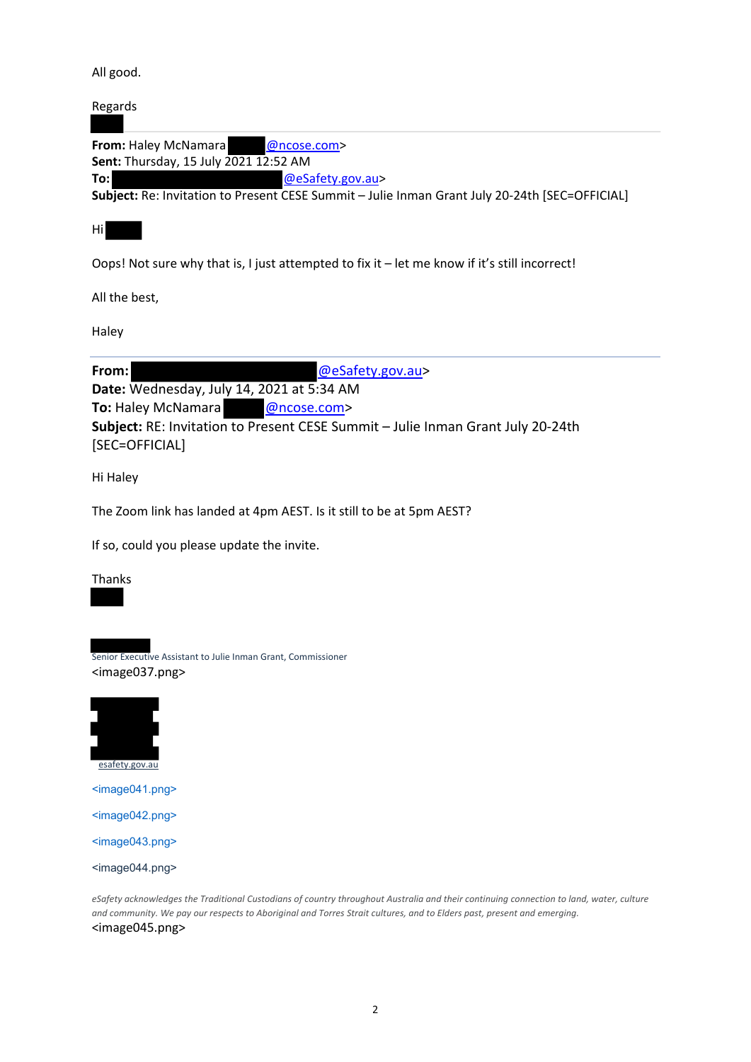All good.

Regards

**From:** Haley McNamara @ncose.com>
**Sent:** Thursday, 15 July 2021 12:52 AM
**To:** @eSafety.gov.au>
**Subject:** Re: Invitation to Present CESE Summit – Julie Inman Grant July 20-24th [SEC=OFFICIAL]

Hi

Oops! Not sure why that is, I just attempted to fix it – let me know if it's still incorrect!

All the best,

Haley

---

**From:** @eSafety.gov.au>
**Date:** Wednesday, July 14, 2021 at 5:34 AM
**To:** Haley McNamara @ncose.com>
**Subject:** RE: Invitation to Present CESE Summit – Julie Inman Grant July 20-24th [SEC=OFFICIAL]

Hi Haley

The Zoom link has landed at 4pm AEST. Is it still to be at 5pm AEST?

If so, could you please update the invite.

Thanks

Senior Executive Assistant to Julie Inman Grant, Commissioner
<image037.png>

esafety.gov.au

<image041.png>

<image042.png>

<image043.png>

<image044.png>

*eSafety acknowledges the Traditional Custodians of country throughout Australia and their continuing connection to land, water, culture and community. We pay our respects to Aboriginal and Torres Strait cultures, and to Elders past, present and emerging.*
<image045.png>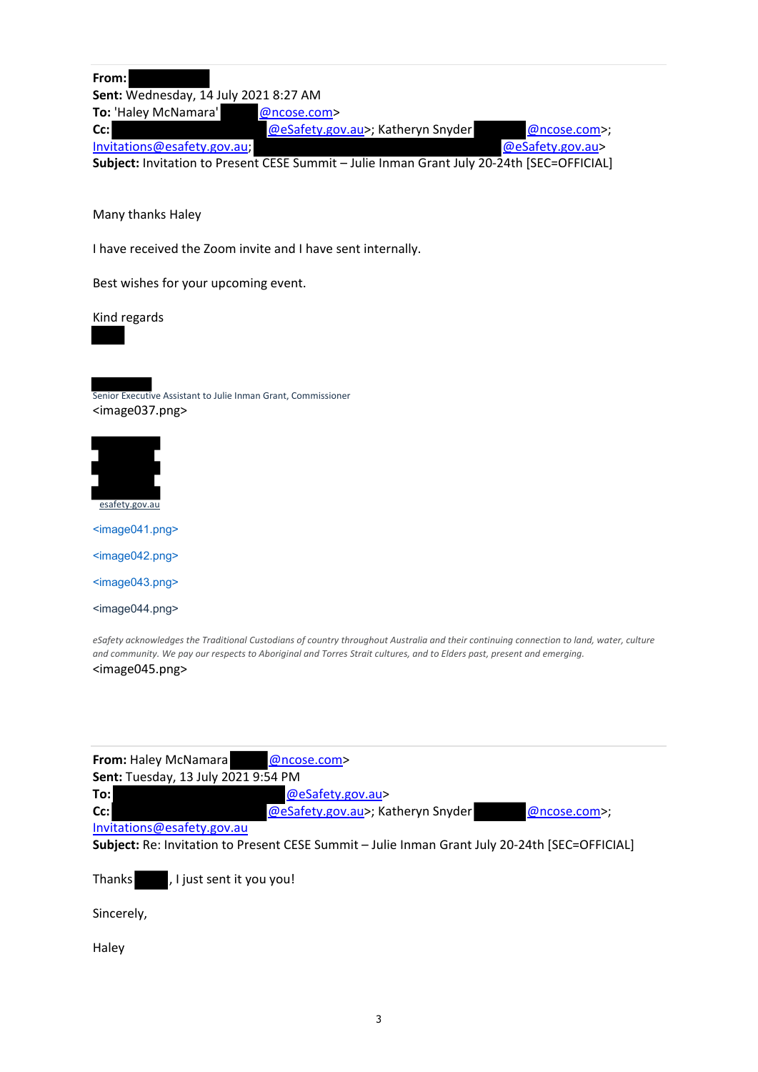**From:**  
**Sent:** Wednesday, 14 July 2021 8:27 AM  
**To:** 'Haley McNamara' @ncose.com>  
**Cc:** @eSafety.gov.au>; Katheryn Snyder @ncose.com>; Invitations@esafety.gov.au; @eSafety.gov.au>  
**Subject:** Invitation to Present CESE Summit – Julie Inman Grant July 20-24th [SEC=OFFICIAL]

Many thanks Haley

I have received the Zoom invite and I have sent internally.

Best wishes for your upcoming event.

Kind regards

Senior Executive Assistant to Julie Inman Grant, Commissioner  
<image037.png>

esafety.gov.au

<image041.png>

<image042.png>

<image043.png>

<image044.png>

*eSafety acknowledges the Traditional Custodians of country throughout Australia and their continuing connection to land, water, culture and community. We pay our respects to Aboriginal and Torres Strait cultures, and to Elders past, present and emerging.*  
<image045.png>

---

**From:** Haley McNamara @ncose.com>  
**Sent:** Tuesday, 13 July 2021 9:54 PM  
**To:** @eSafety.gov.au>  
**Cc:** @eSafety.gov.au>; Katheryn Snyder @ncose.com>; Invitations@esafety.gov.au  
**Subject:** Re: Invitation to Present CESE Summit – Julie Inman Grant July 20-24th [SEC=OFFICIAL]

Thanks , I just sent it you you!

Sincerely,

Haley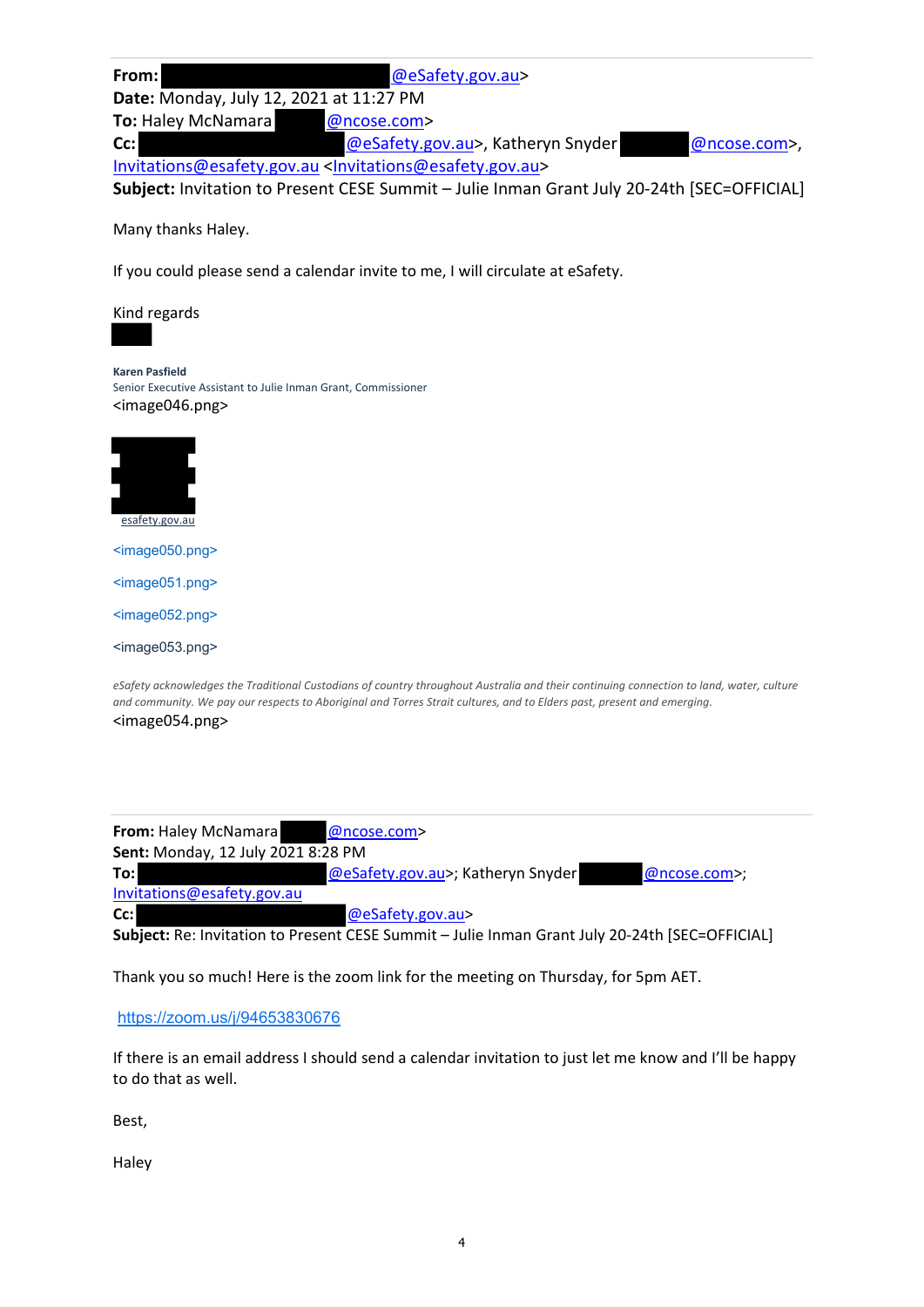**From:** @eSafety.gov.au>
**Date:** Monday, July 12, 2021 at 11:27 PM
**To:** Haley McNamara @ncose.com>
**Cc:** @eSafety.gov.au>, Katheryn Snyder @ncose.com>, Invitations@esafety.gov.au <Invitations@esafety.gov.au>
**Subject:** Invitation to Present CESE Summit – Julie Inman Grant July 20-24th [SEC=OFFICIAL]

Many thanks Haley.

If you could please send a calendar invite to me, I will circulate at eSafety.

Kind regards

**Karen Pasfield**
Senior Executive Assistant to Julie Inman Grant, Commissioner
<image046.png>

esafety.gov.au

<image050.png>

<image051.png>

<image052.png>

<image053.png>

*eSafety acknowledges the Traditional Custodians of country throughout Australia and their continuing connection to land, water, culture and community. We pay our respects to Aboriginal and Torres Strait cultures, and to Elders past, present and emerging.*
<image054.png>

---

**From:** Haley McNamara @ncose.com>
**Sent:** Monday, 12 July 2021 8:28 PM
**To:** @eSafety.gov.au>; Katheryn Snyder @ncose.com>; Invitations@esafety.gov.au
**Cc:** @eSafety.gov.au>
**Subject:** Re: Invitation to Present CESE Summit – Julie Inman Grant July 20-24th [SEC=OFFICIAL]

Thank you so much! Here is the zoom link for the meeting on Thursday, for 5pm AET.

https://zoom.us/j/94653830676

If there is an email address I should send a calendar invitation to just let me know and I'll be happy to do that as well.

Best,

Haley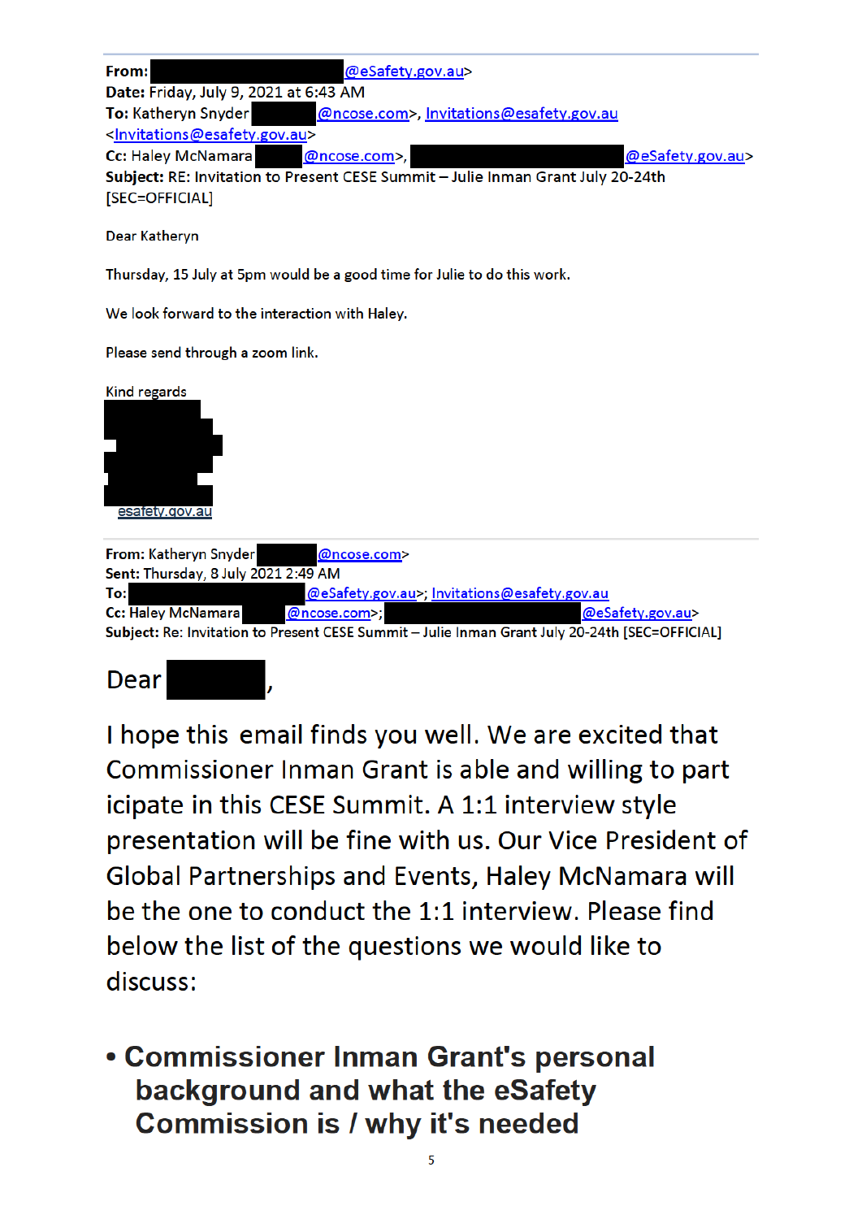**From:** █████████████@eSafety.gov.au>
**Date:** Friday, July 9, 2021 at 6:43 AM
**To:** Katheryn Snyder ██████@ncose.com>, Invitations@esafety.gov.au <Invitations@esafety.gov.au>
**Cc:** Haley McNamara ████@ncose.com>, ██████████████@eSafety.gov.au>
**Subject:** RE: Invitation to Present CESE Summit – Julie Inman Grant July 20-24th [SEC=OFFICIAL]

Dear Katheryn

Thursday, 15 July at 5pm would be a good time for Julie to do this work.

We look forward to the interaction with Haley.

Please send through a zoom link.

Kind regards

██████

esafety.gov.au

---

**From:** Katheryn Snyder ████@ncose.com>
**Sent:** Thursday, 8 July 2021 2:49 AM
**To:** ████████████@eSafety.gov.au>; Invitations@esafety.gov.au
**Cc:** Haley McNamara ████@ncose.com>; ██████████████@eSafety.gov.au>
**Subject:** Re: Invitation to Present CESE Summit – Julie Inman Grant July 20-24th [SEC=OFFICIAL]

Dear █████,

I hope this email finds you well. We are excited that Commissioner Inman Grant is able and willing to part icipate in this CESE Summit. A 1:1 interview style presentation will be fine with us. Our Vice President of Global Partnerships and Events, Haley McNamara will be the one to conduct the 1:1 interview. Please find below the list of the questions we would like to discuss:

- **Commissioner Inman Grant's personal background and what the eSafety Commission is / why it's needed**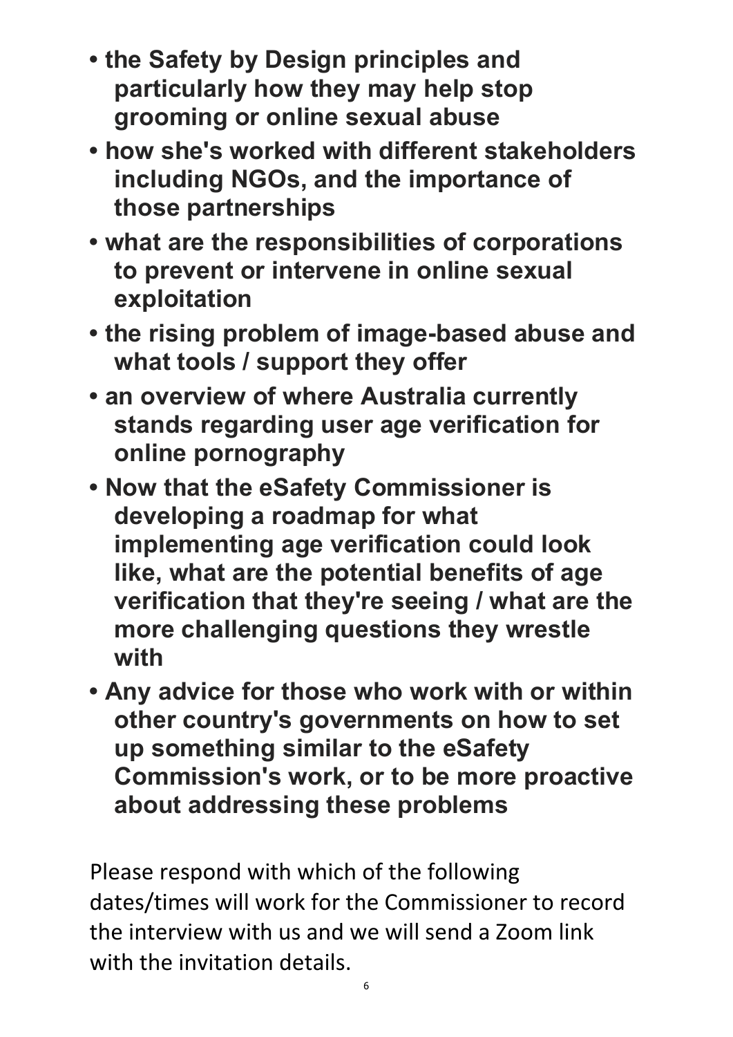- **the Safety by Design principles and particularly how they may help stop grooming or online sexual abuse**
- **how she's worked with different stakeholders including NGOs, and the importance of those partnerships**
- **what are the responsibilities of corporations to prevent or intervene in online sexual exploitation**
- **the rising problem of image-based abuse and what tools / support they offer**
- **an overview of where Australia currently stands regarding user age verification for online pornography**
- **Now that the eSafety Commissioner is developing a roadmap for what implementing age verification could look like, what are the potential benefits of age verification that they're seeing / what are the more challenging questions they wrestle with**
- **Any advice for those who work with or within other country's governments on how to set up something similar to the eSafety Commission's work, or to be more proactive about addressing these problems**

Please respond with which of the following dates/times will work for the Commissioner to record the interview with us and we will send a Zoom link with the invitation details.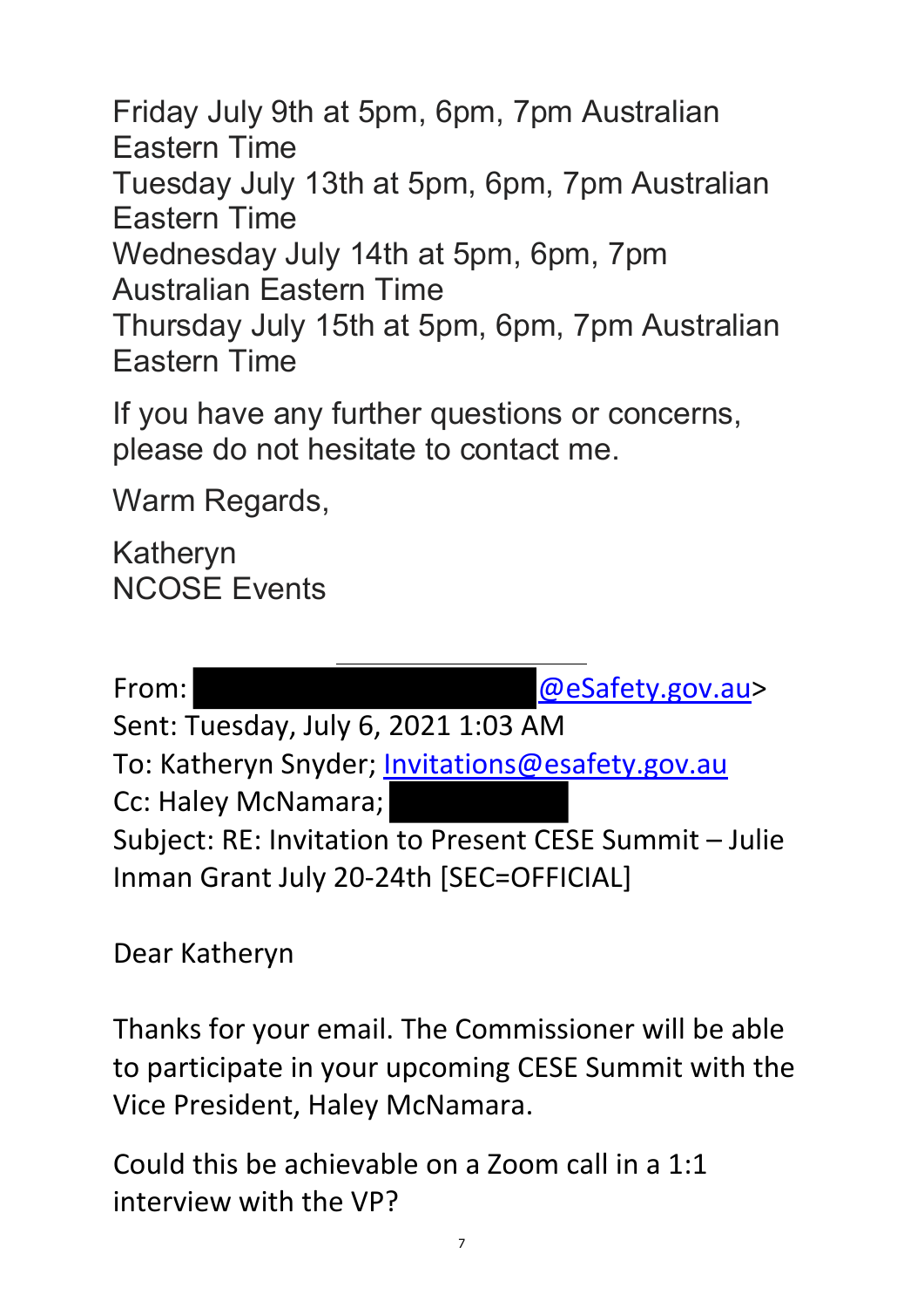Friday July 9th at 5pm, 6pm, 7pm Australian Eastern Time
Tuesday July 13th at 5pm, 6pm, 7pm Australian Eastern Time
Wednesday July 14th at 5pm, 6pm, 7pm Australian Eastern Time
Thursday July 15th at 5pm, 6pm, 7pm Australian Eastern Time

If you have any further questions or concerns, please do not hesitate to contact me.

Warm Regards,

Katheryn
NCOSE Events

---

From: [REDACTED]@eSafety.gov.au>
Sent: Tuesday, July 6, 2021 1:03 AM
To: Katheryn Snyder; Invitations@esafety.gov.au
Cc: Haley McNamara; [REDACTED]
Subject: RE: Invitation to Present CESE Summit – Julie Inman Grant July 20-24th [SEC=OFFICIAL]

Dear Katheryn

Thanks for your email. The Commissioner will be able to participate in your upcoming CESE Summit with the Vice President, Haley McNamara.

Could this be achievable on a Zoom call in a 1:1 interview with the VP?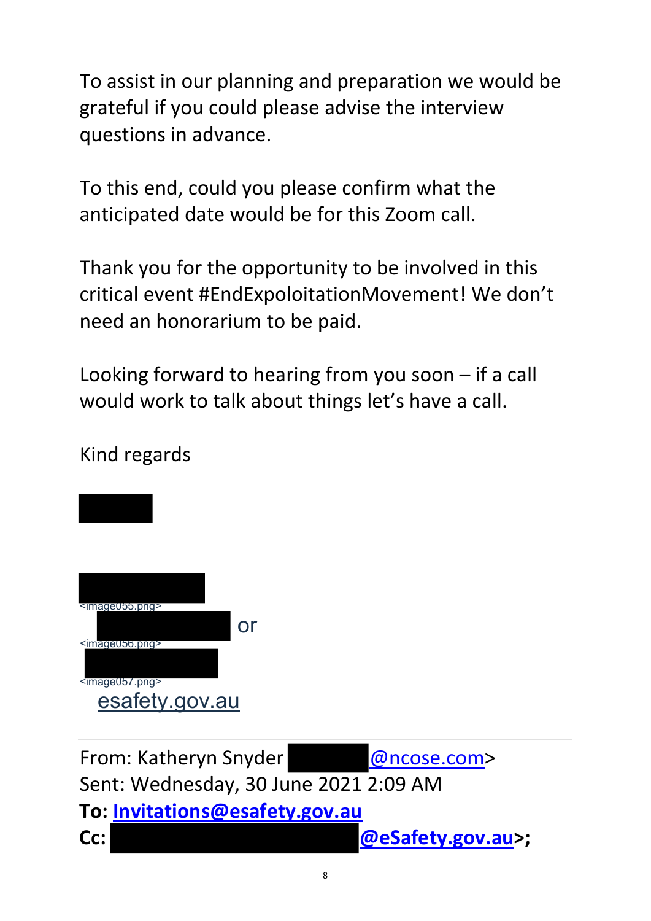To assist in our planning and preparation we would be grateful if you could please advise the interview questions in advance.

To this end, could you please confirm what the anticipated date would be for this Zoom call.

Thank you for the opportunity to be involved in this critical event #EndExpoloitationMovement! We don't need an honorarium to be paid.

Looking forward to hearing from you soon – if a call would work to talk about things let's have a call.

Kind regards

<image055.png>
or
<image056.png>
<image057.png>
esafety.gov.au

---

From: Katheryn Snyder @ncose.com>
Sent: Wednesday, 30 June 2021 2:09 AM
**To: Invitations@esafety.gov.au**
**Cc: @eSafety.gov.au>;**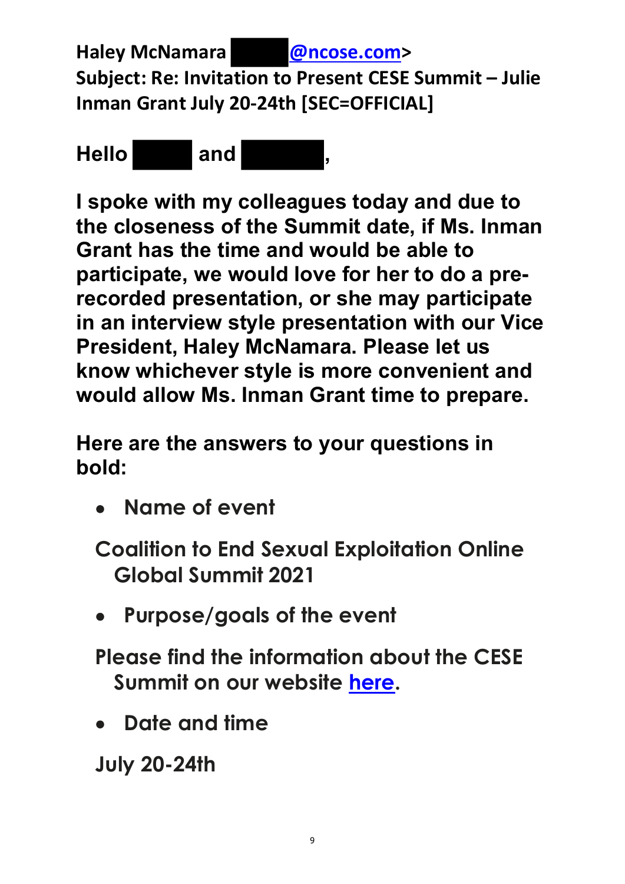**Haley McNamara [REDACTED]@ncose.com>**
**Subject: Re: Invitation to Present CESE Summit – Julie Inman Grant July 20-24th [SEC=OFFICIAL]**

**Hello [REDACTED] and [REDACTED],**

**I spoke with my colleagues today and due to the closeness of the Summit date, if Ms. Inman Grant has the time and would be able to participate, we would love for her to do a pre-recorded presentation, or she may participate in an interview style presentation with our Vice President, Haley McNamara. Please let us know whichever style is more convenient and would allow Ms. Inman Grant time to prepare.**

**Here are the answers to your questions in bold:**

- **Name of event**

  **Coalition to End Sexual Exploitation Online Global Summit 2021**

- **Purpose/goals of the event**

  **Please find the information about the CESE Summit on our website here.**

- **Date and time**

  **July 20-24th**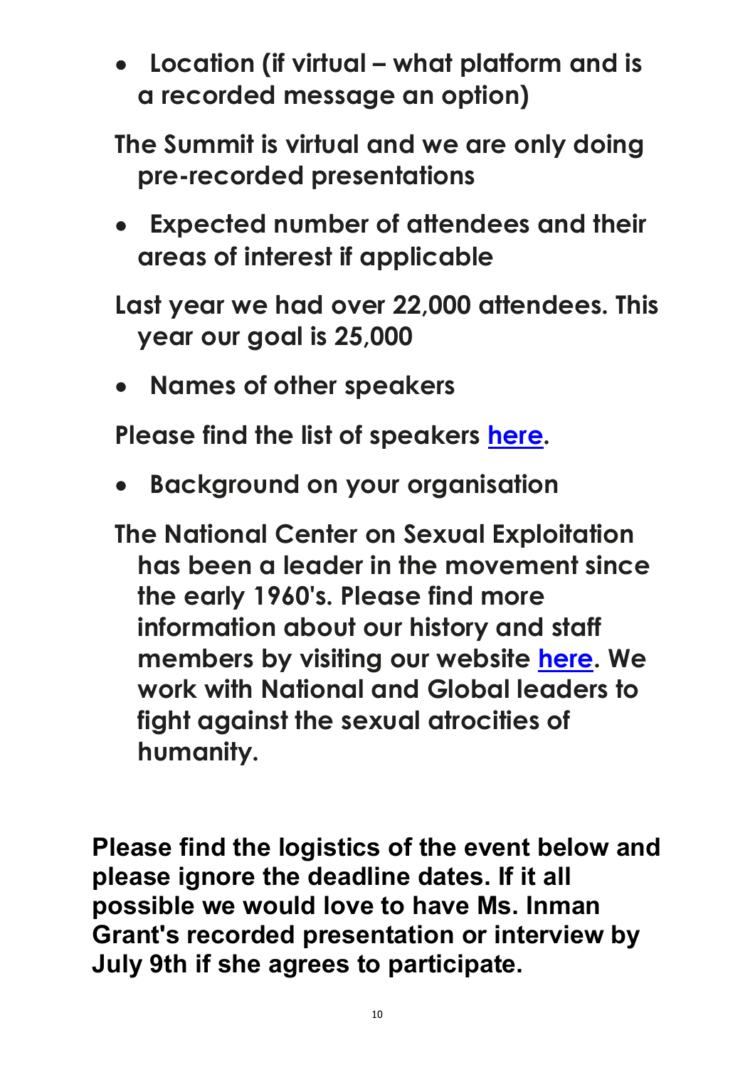- **Location (if virtual – what platform and is a recorded message an option)**

**The Summit is virtual and we are only doing pre-recorded presentations**

- **Expected number of attendees and their areas of interest if applicable**

**Last year we had over 22,000 attendees. This year our goal is 25,000**

- **Names of other speakers**

**Please find the list of speakers [here](#).**

- **Background on your organisation**

**The National Center on Sexual Exploitation has been a leader in the movement since the early 1960's. Please find more information about our history and staff members by visiting our website [here](#). We work with National and Global leaders to fight against the sexual atrocities of humanity.**

**Please find the logistics of the event below and please ignore the deadline dates. If it all possible we would love to have Ms. Inman Grant's recorded presentation or interview by July 9th if she agrees to participate.**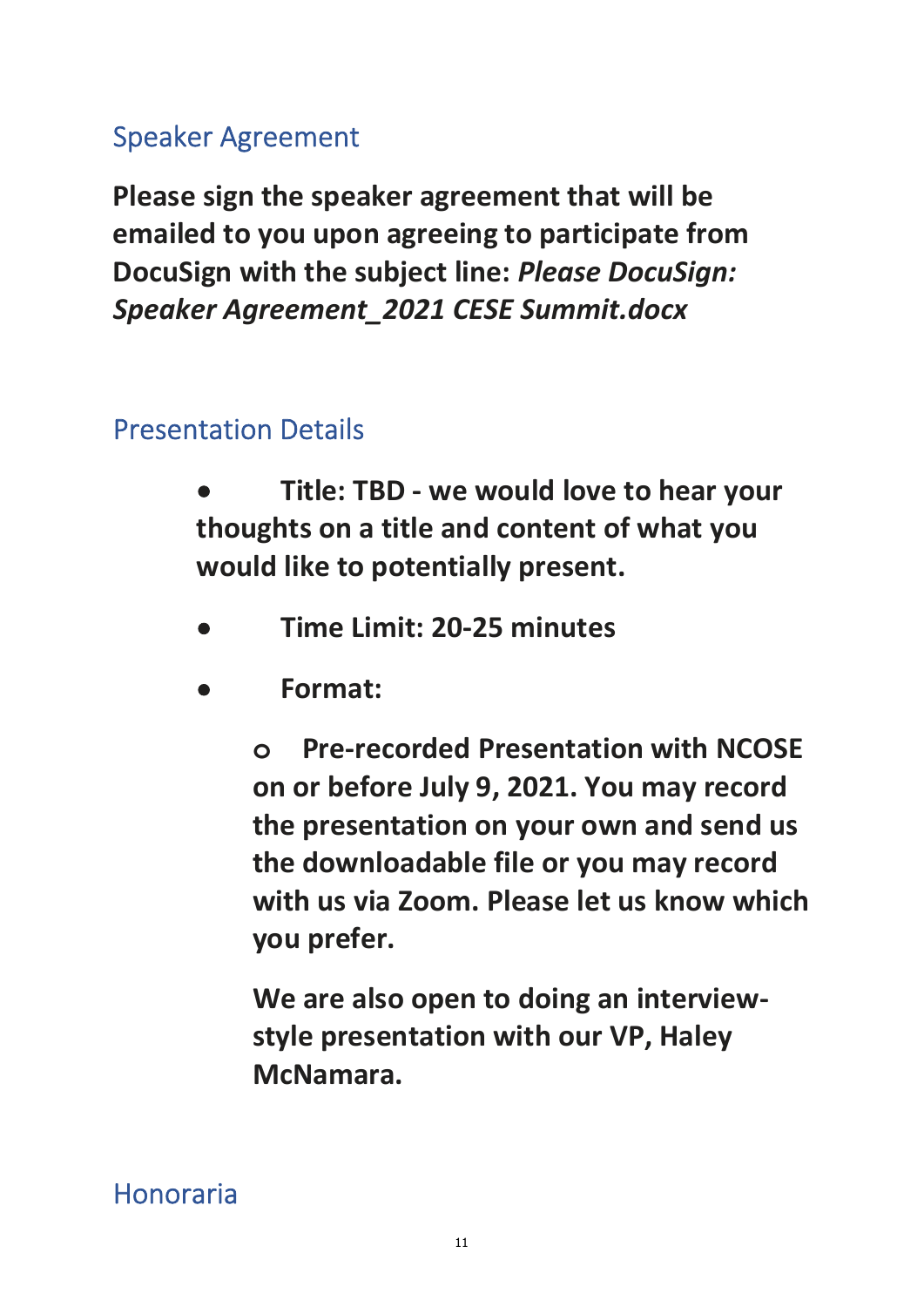## Speaker Agreement

**Please sign the speaker agreement that will be emailed to you upon agreeing to participate from DocuSign with the subject line: *Please DocuSign: Speaker Agreement_2021 CESE Summit.docx***

## Presentation Details

- **Title: TBD - we would love to hear your thoughts on a title and content of what you would like to potentially present.**
- **Time Limit: 20-25 minutes**
- **Format:**
    - **Pre-recorded Presentation with NCOSE on or before July 9, 2021. You may record the presentation on your own and send us the downloadable file or you may record with us via Zoom. Please let us know which you prefer.**

      **We are also open to doing an interview-style presentation with our VP, Haley McNamara.**

## Honoraria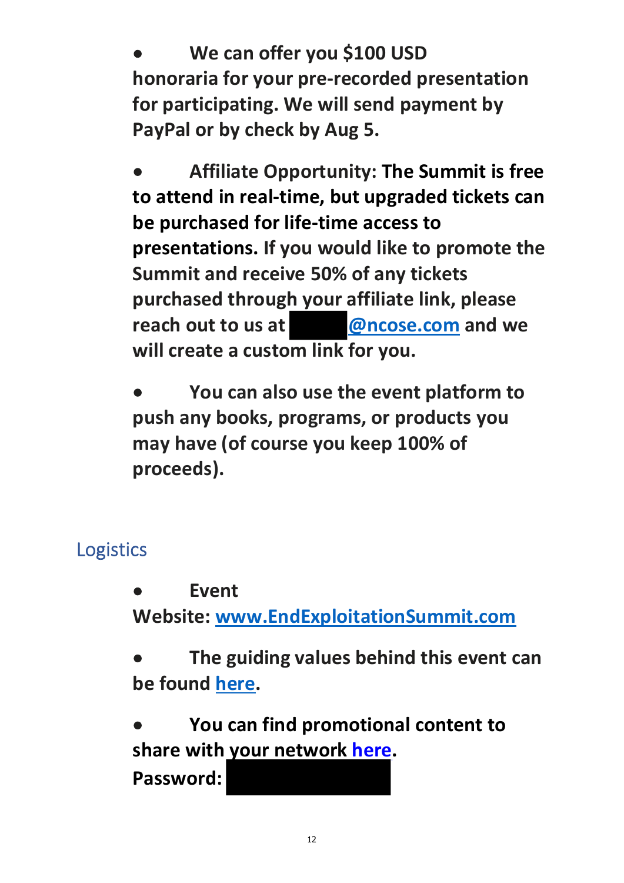- **We can offer you $100 USD honoraria for your pre-recorded presentation for participating. We will send payment by PayPal or by check by Aug 5.**

- **Affiliate Opportunity: The Summit is free to attend in real-time, but upgraded tickets can be purchased for life-time access to presentations. If you would like to promote the Summit and receive 50% of any tickets purchased through your affiliate link, please reach out to us at ██████@ncose.com and we will create a custom link for you.**

- **You can also use the event platform to push any books, programs, or products you may have (of course you keep 100% of proceeds).**

## Logistics

- **Event Website: www.EndExploitationSummit.com**

- **The guiding values behind this event can be found here.**

- **You can find promotional content to share with your network here.**
**Password:** ██████████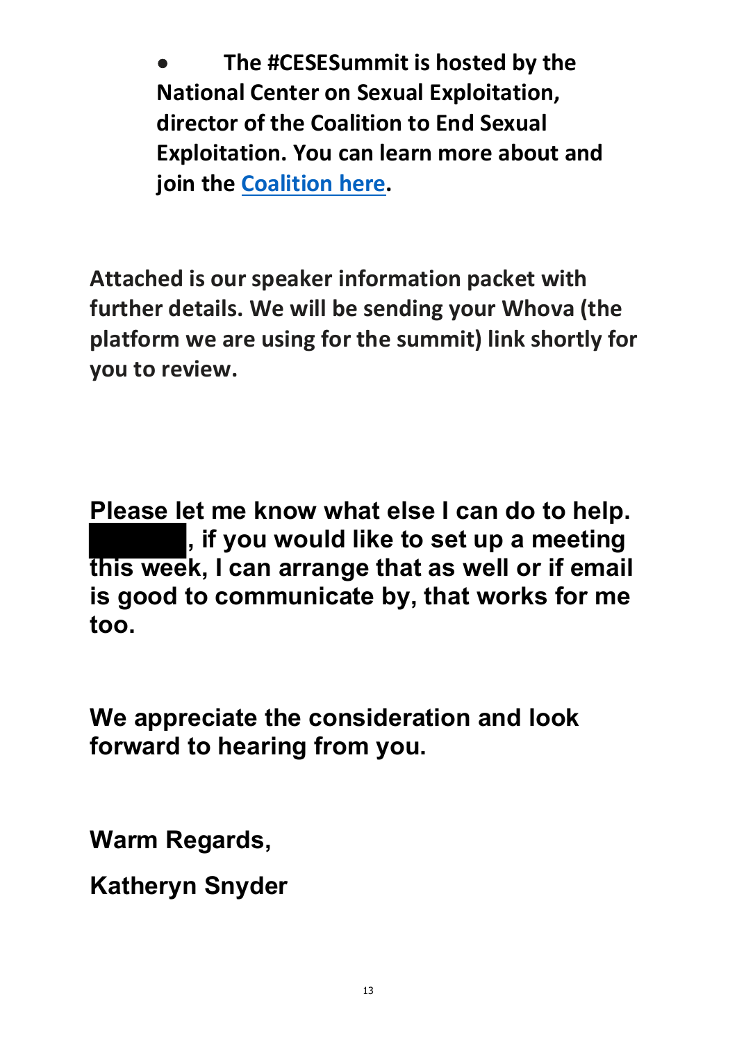- **The #CESESummit is hosted by the National Center on Sexual Exploitation, director of the Coalition to End Sexual Exploitation. You can learn more about and join the Coalition here.**

**Attached is our speaker information packet with further details. We will be sending your Whova (the platform we are using for the summit) link shortly for you to review.**

**Please let me know what else I can do to help. ██████, if you would like to set up a meeting this week, I can arrange that as well or if email is good to communicate by, that works for me too.**

**We appreciate the consideration and look forward to hearing from you.**

**Warm Regards,**

**Katheryn Snyder**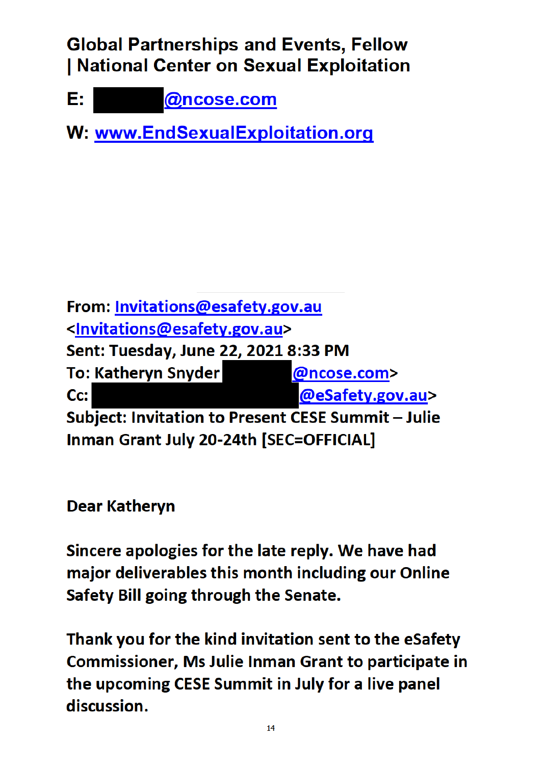**Global Partnerships and Events, Fellow | National Center on Sexual Exploitation**

**E: [redacted]@ncose.com**

**W: www.EndSexualExploitation.org**

**From:** Invitations@esafety.gov.au <Invitations@esafety.gov.au>
**Sent:** Tuesday, June 22, 2021 8:33 PM
**To:** Katheryn Snyder [redacted]@ncose.com>
**Cc:** [redacted]@eSafety.gov.au>
**Subject:** Invitation to Present CESE Summit – Julie Inman Grant July 20-24th [SEC=OFFICIAL]

Dear Katheryn

Sincere apologies for the late reply. We have had major deliverables this month including our Online Safety Bill going through the Senate.

Thank you for the kind invitation sent to the eSafety Commissioner, Ms Julie Inman Grant to participate in the upcoming CESE Summit in July for a live panel discussion.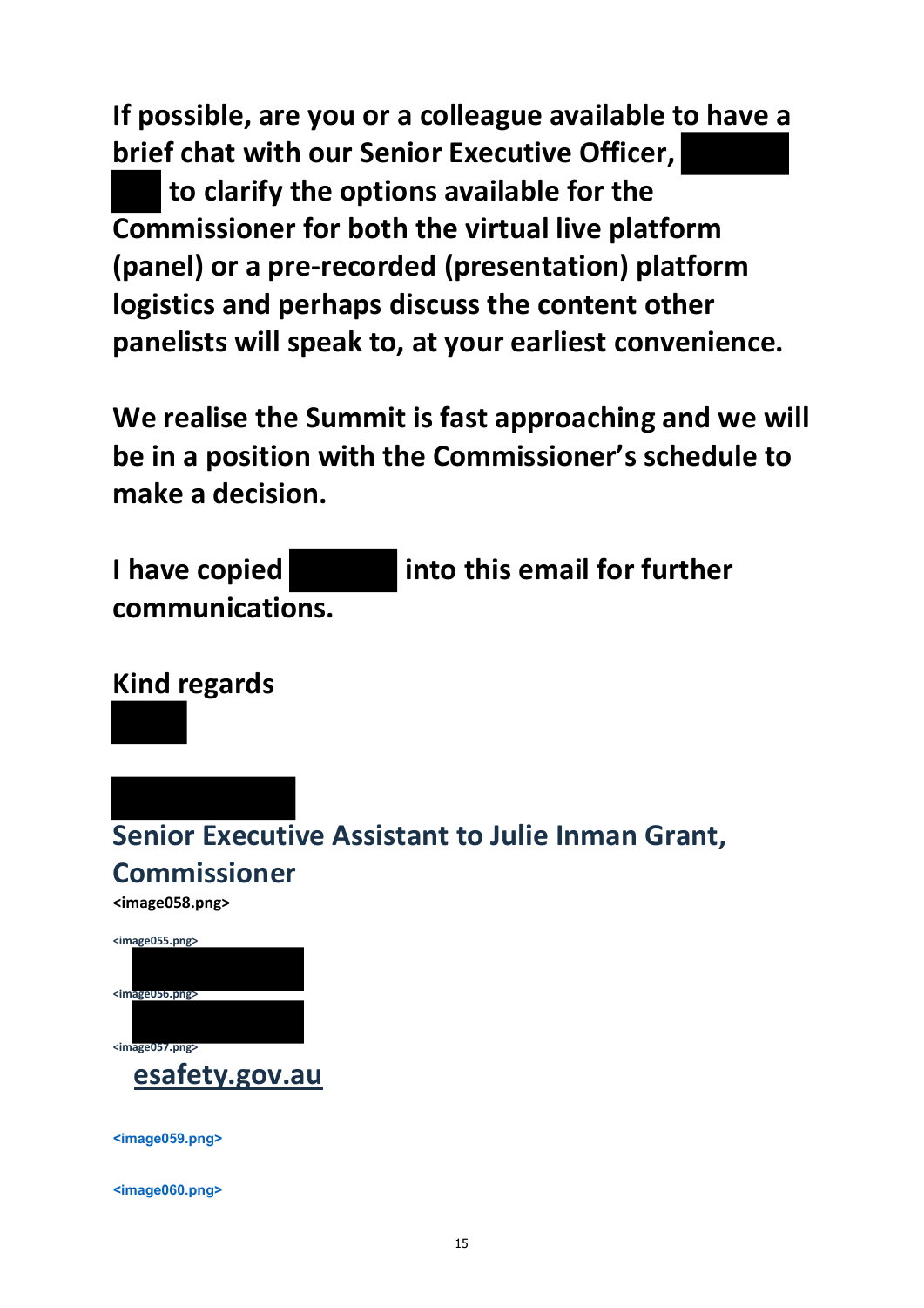**If possible, are you or a colleague available to have a brief chat with our Senior Executive Officer, [redacted] [redacted] to clarify the options available for the Commissioner for both the virtual live platform (panel) or a pre-recorded (presentation) platform logistics and perhaps discuss the content other panelists will speak to, at your earliest convenience.**

**We realise the Summit is fast approaching and we will be in a position with the Commissioner's schedule to make a decision.**

**I have copied [redacted] into this email for further communications.**

**Kind regards**
**[redacted]**

**[redacted]**
**Senior Executive Assistant to Julie Inman Grant, Commissioner**
**<image058.png>**

**<image055.png>** [redacted]
**<image056.png>** [redacted]
**<image057.png>**
**esafety.gov.au**

**<image059.png>**

**<image060.png>**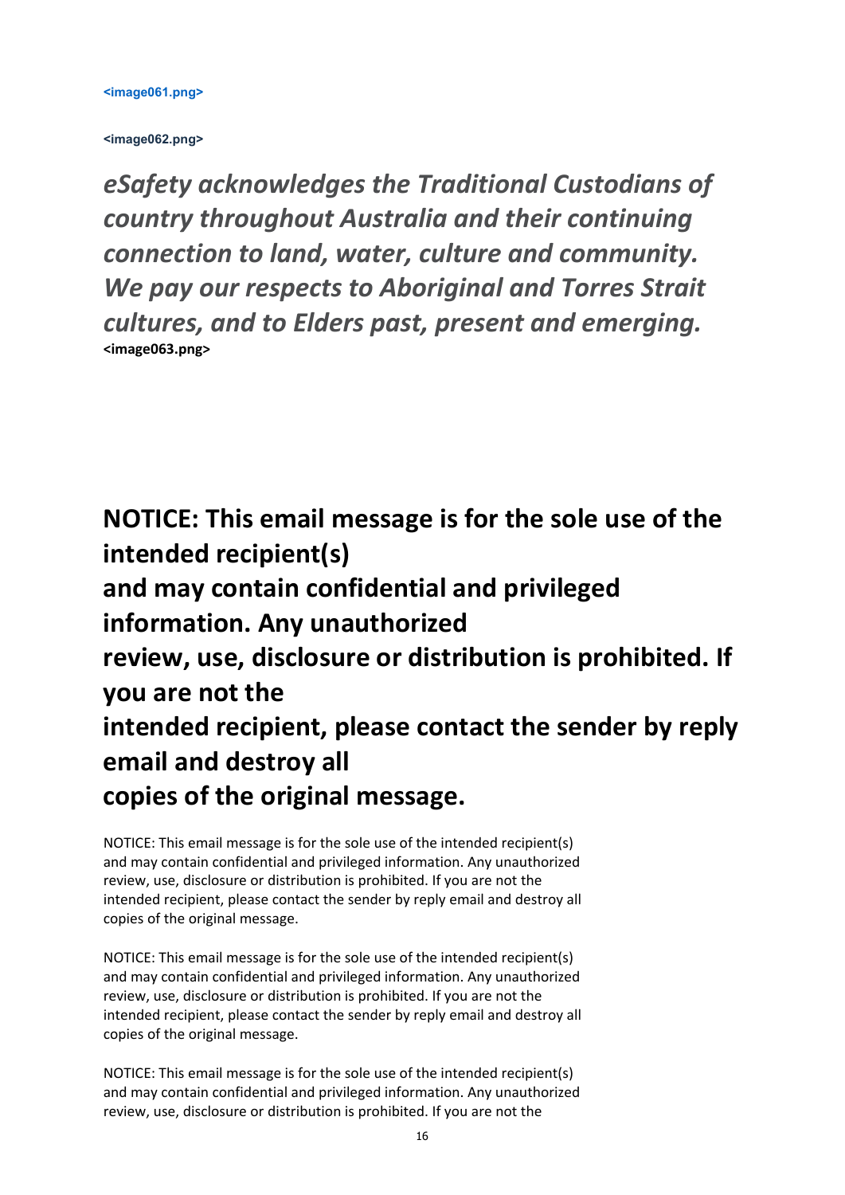<image061.png>

<image062.png>

*eSafety acknowledges the Traditional Custodians of country throughout Australia and their continuing connection to land, water, culture and community. We pay our respects to Aboriginal and Torres Strait cultures, and to Elders past, present and emerging.*

**<image063.png>**

**NOTICE: This email message is for the sole use of the intended recipient(s)**
**and may contain confidential and privileged information. Any unauthorized**
**review, use, disclosure or distribution is prohibited. If you are not the**
**intended recipient, please contact the sender by reply email and destroy all**
**copies of the original message.**

NOTICE: This email message is for the sole use of the intended recipient(s)
and may contain confidential and privileged information. Any unauthorized
review, use, disclosure or distribution is prohibited. If you are not the
intended recipient, please contact the sender by reply email and destroy all
copies of the original message.

NOTICE: This email message is for the sole use of the intended recipient(s)
and may contain confidential and privileged information. Any unauthorized
review, use, disclosure or distribution is prohibited. If you are not the
intended recipient, please contact the sender by reply email and destroy all
copies of the original message.

NOTICE: This email message is for the sole use of the intended recipient(s)
and may contain confidential and privileged information. Any unauthorized
review, use, disclosure or distribution is prohibited. If you are not the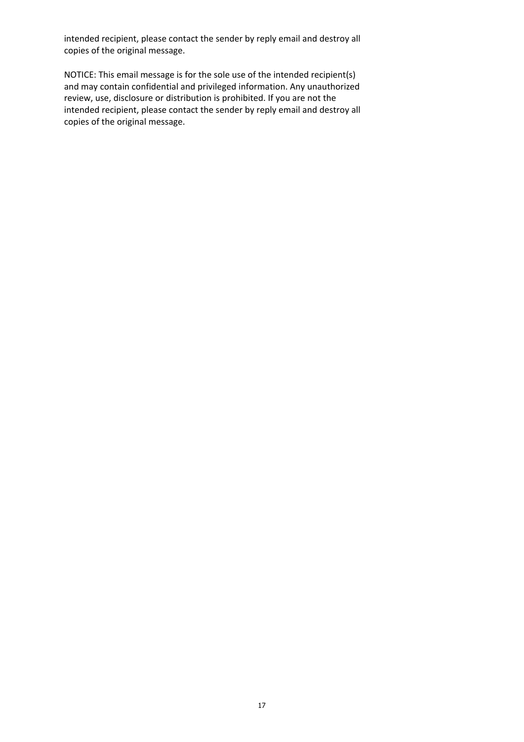intended recipient, please contact the sender by reply email and destroy all copies of the original message.

NOTICE: This email message is for the sole use of the intended recipient(s) and may contain confidential and privileged information. Any unauthorized review, use, disclosure or distribution is prohibited. If you are not the intended recipient, please contact the sender by reply email and destroy all copies of the original message.